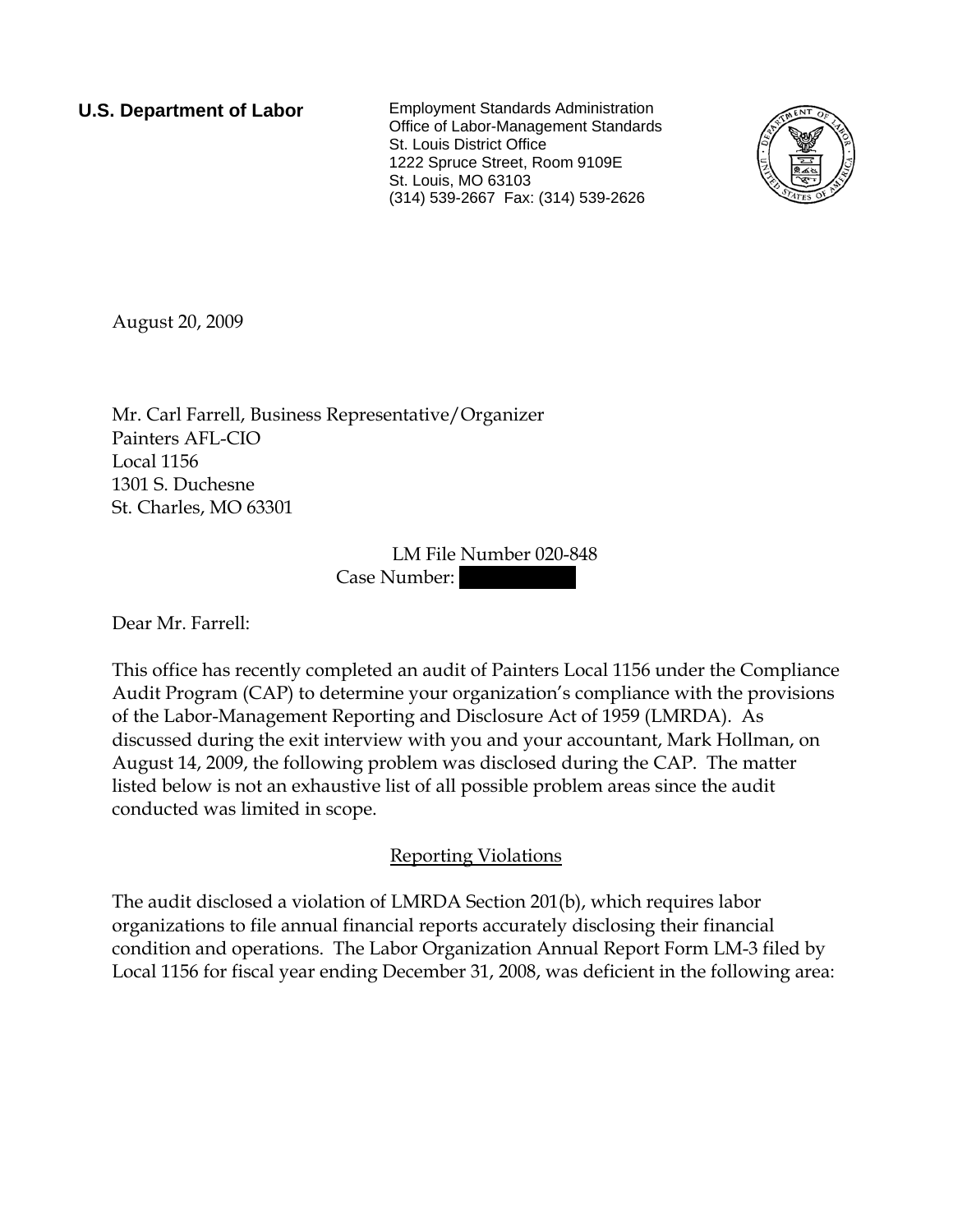**U.S. Department of Labor**

Employment Standards Administration
Office of Labor-Management Standards
St. Louis District Office
1222 Spruce Street, Room 9109E
St. Louis, MO 63103
(314) 539-2667 Fax: (314) 539-2626

August 20, 2009

Mr. Carl Farrell, Business Representative/Organizer
Painters AFL-CIO
Local 1156
1301 S. Duchesne
St. Charles, MO 63301

LM File Number 020-848
Case Number: [REDACTED]

Dear Mr. Farrell:

This office has recently completed an audit of Painters Local 1156 under the Compliance Audit Program (CAP) to determine your organization's compliance with the provisions of the Labor-Management Reporting and Disclosure Act of 1959 (LMRDA). As discussed during the exit interview with you and your accountant, Mark Hollman, on August 14, 2009, the following problem was disclosed during the CAP. The matter listed below is not an exhaustive list of all possible problem areas since the audit conducted was limited in scope.

<u>Reporting Violations</u>

The audit disclosed a violation of LMRDA Section 201(b), which requires labor organizations to file annual financial reports accurately disclosing their financial condition and operations. The Labor Organization Annual Report Form LM-3 filed by Local 1156 for fiscal year ending December 31, 2008, was deficient in the following area: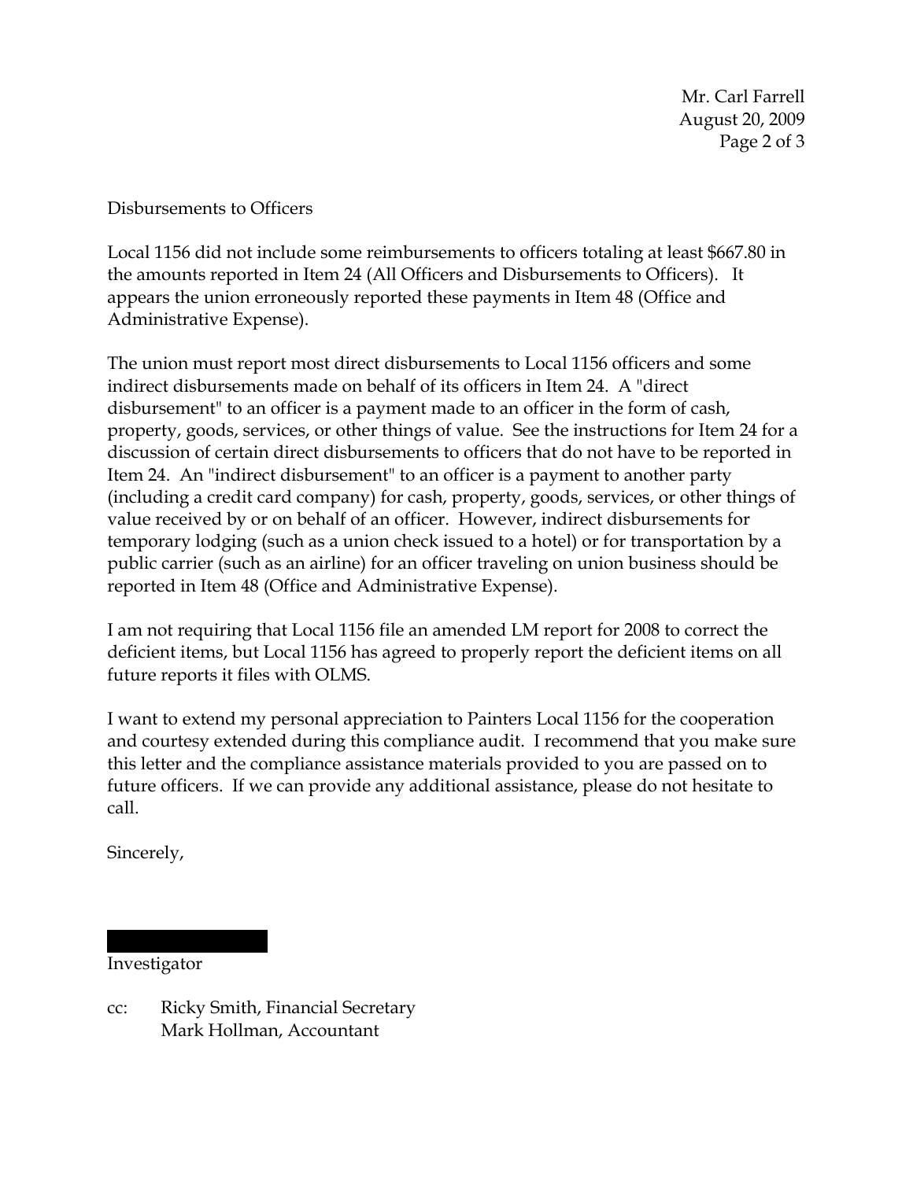Disbursements to Officers

Local 1156 did not include some reimbursements to officers totaling at least $667.80 in the amounts reported in Item 24 (All Officers and Disbursements to Officers). It appears the union erroneously reported these payments in Item 48 (Office and Administrative Expense).

The union must report most direct disbursements to Local 1156 officers and some indirect disbursements made on behalf of its officers in Item 24. A "direct disbursement" to an officer is a payment made to an officer in the form of cash, property, goods, services, or other things of value. See the instructions for Item 24 for a discussion of certain direct disbursements to officers that do not have to be reported in Item 24. An "indirect disbursement" to an officer is a payment to another party (including a credit card company) for cash, property, goods, services, or other things of value received by or on behalf of an officer. However, indirect disbursements for temporary lodging (such as a union check issued to a hotel) or for transportation by a public carrier (such as an airline) for an officer traveling on union business should be reported in Item 48 (Office and Administrative Expense).

I am not requiring that Local 1156 file an amended LM report for 2008 to correct the deficient items, but Local 1156 has agreed to properly report the deficient items on all future reports it files with OLMS.

I want to extend my personal appreciation to Painters Local 1156 for the cooperation and courtesy extended during this compliance audit. I recommend that you make sure this letter and the compliance assistance materials provided to you are passed on to future officers. If we can provide any additional assistance, please do not hesitate to call.

Sincerely,

Investigator

cc: Ricky Smith, Financial Secretary
Mark Hollman, Accountant